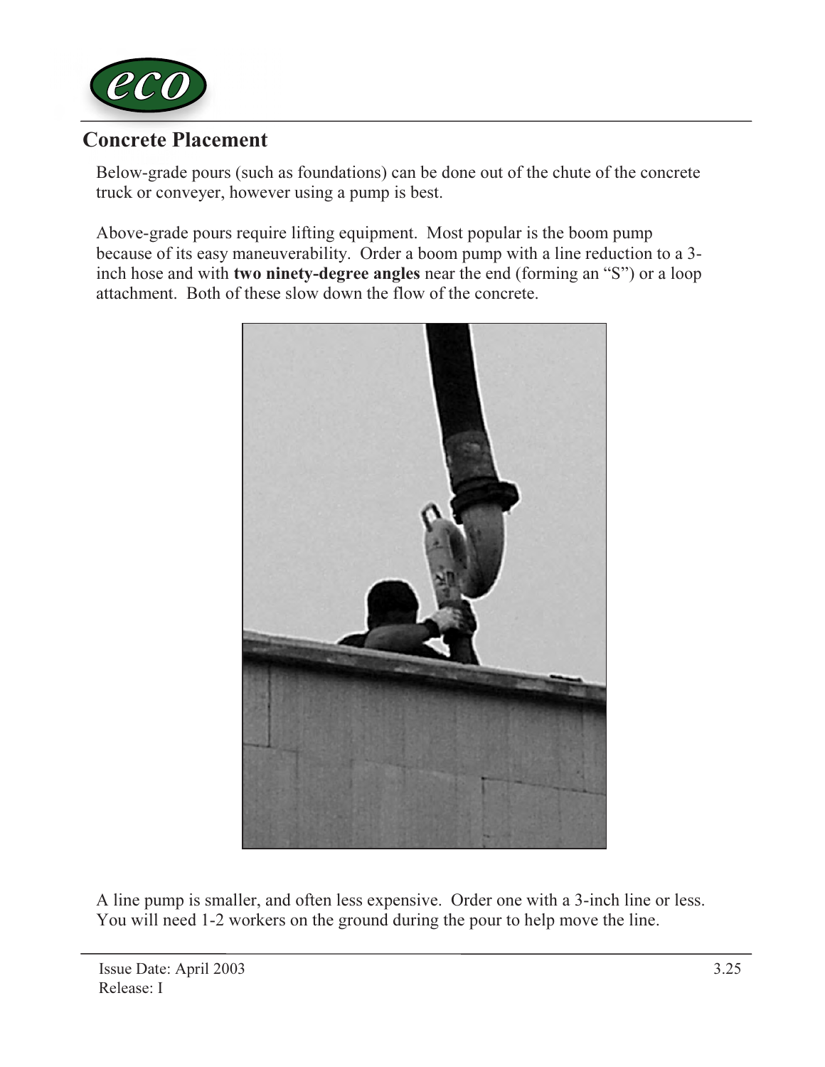## Concrete Placement

Below-grade pours (such as foundations) can be done out of the chute of the concrete truck or conveyer, however using a pump is best.

Above-grade pours require lifting equipment. Most popular is the boom pump because of its easy maneuverability. Order a boom pump with a line reduction to a 3-inch hose and with **two ninety-degree angles** near the end (forming an "S") or a loop attachment. Both of these slow down the flow of the concrete.

A line pump is smaller, and often less expensive. Order one with a 3-inch line or less. You will need 1-2 workers on the ground during the pour to help move the line.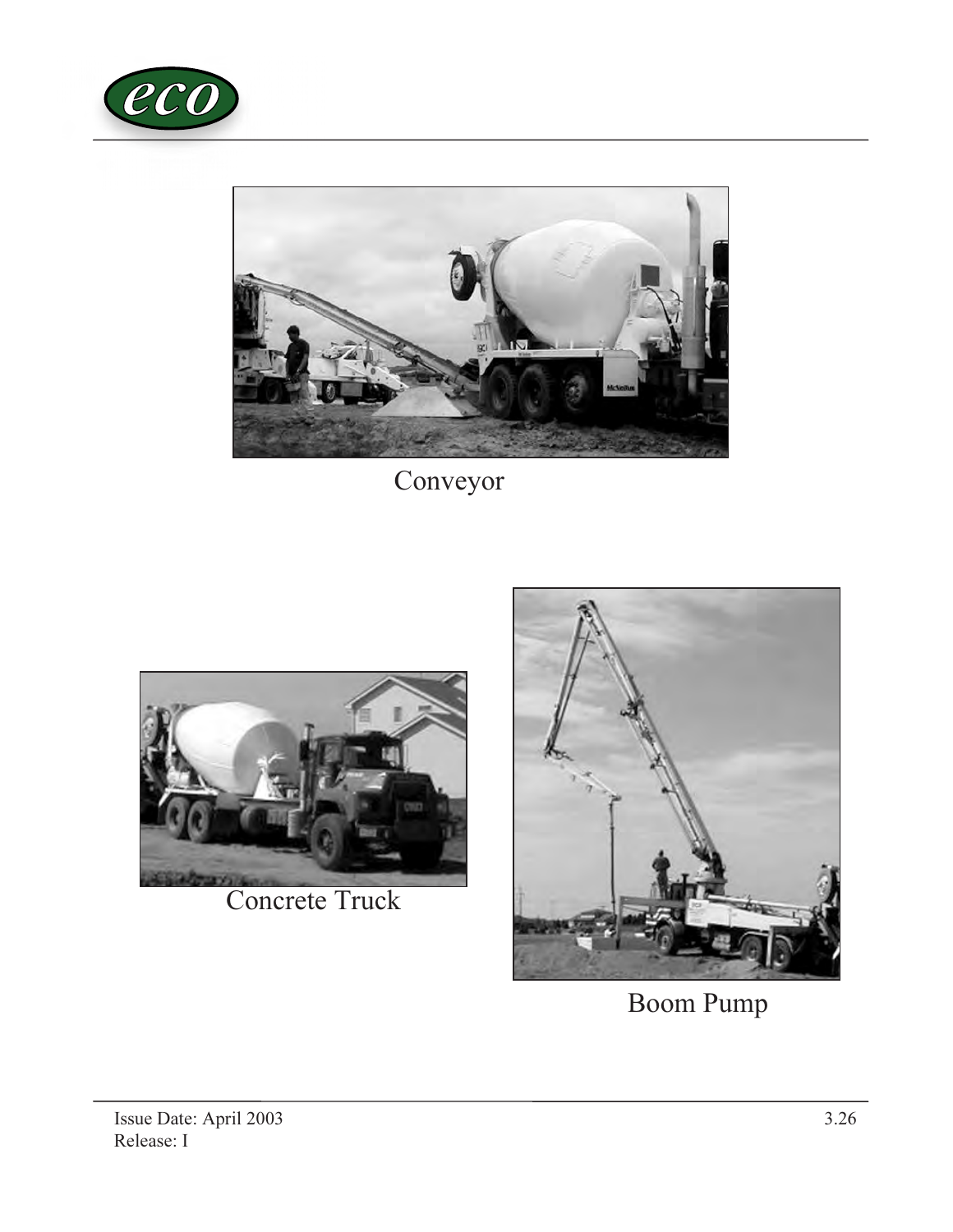Conveyor

Concrete Truck

Boom Pump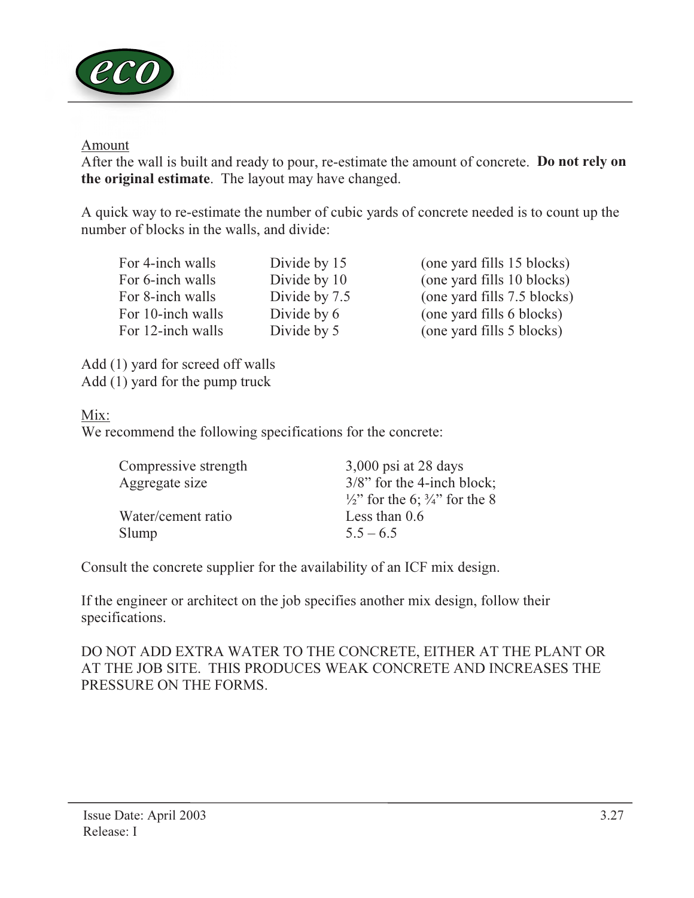<u>Amount</u>

After the wall is built and ready to pour, re-estimate the amount of concrete. **Do not rely on the original estimate**. The layout may have changed.

A quick way to re-estimate the number of cubic yards of concrete needed is to count up the number of blocks in the walls, and divide:

| | | |
|---|---|---|
| For 4-inch walls | Divide by 15 | (one yard fills 15 blocks) |
| For 6-inch walls | Divide by 10 | (one yard fills 10 blocks) |
| For 8-inch walls | Divide by 7.5 | (one yard fills 7.5 blocks) |
| For 10-inch walls | Divide by 6 | (one yard fills 6 blocks) |
| For 12-inch walls | Divide by 5 | (one yard fills 5 blocks) |

Add (1) yard for screed off walls
Add (1) yard for the pump truck

<u>Mix:</u>

We recommend the following specifications for the concrete:

| | |
|---|---|
| Compressive strength | 3,000 psi at 28 days |
| Aggregate size | 3/8" for the 4-inch block; ½" for the 6; ¾" for the 8 |
| Water/cement ratio | Less than 0.6 |
| Slump | 5.5 – 6.5 |

Consult the concrete supplier for the availability of an ICF mix design.

If the engineer or architect on the job specifies another mix design, follow their specifications.

DO NOT ADD EXTRA WATER TO THE CONCRETE, EITHER AT THE PLANT OR AT THE JOB SITE. THIS PRODUCES WEAK CONCRETE AND INCREASES THE PRESSURE ON THE FORMS.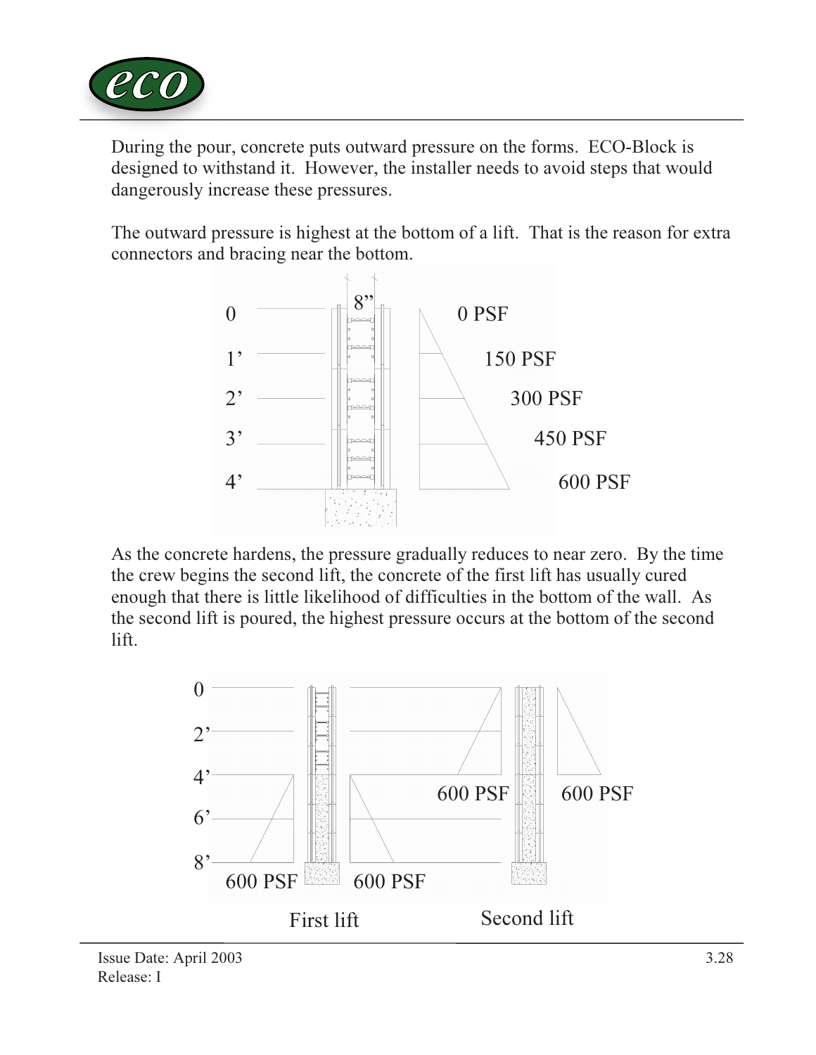During the pour, concrete puts outward pressure on the forms. ECO-Block is designed to withstand it. However, the installer needs to avoid steps that would dangerously increase these pressures.

The outward pressure is highest at the bottom of a lift. That is the reason for extra connectors and bracing near the bottom.

| Depth | Pressure |
| --- | --- |
| 0 | 0 PSF |
| 1’ | 150 PSF |
| 2’ | 300 PSF |
| 3’ | 450 PSF |
| 4’ | 600 PSF |

8”

As the concrete hardens, the pressure gradually reduces to near zero. By the time the crew begins the second lift, the concrete of the first lift has usually cured enough that there is little likelihood of difficulties in the bottom of the wall. As the second lift is poured, the highest pressure occurs at the bottom of the second lift.

0
2’
4’
6’
8’

600 PSF 600 PSF 600 PSF 600 PSF

First lift Second lift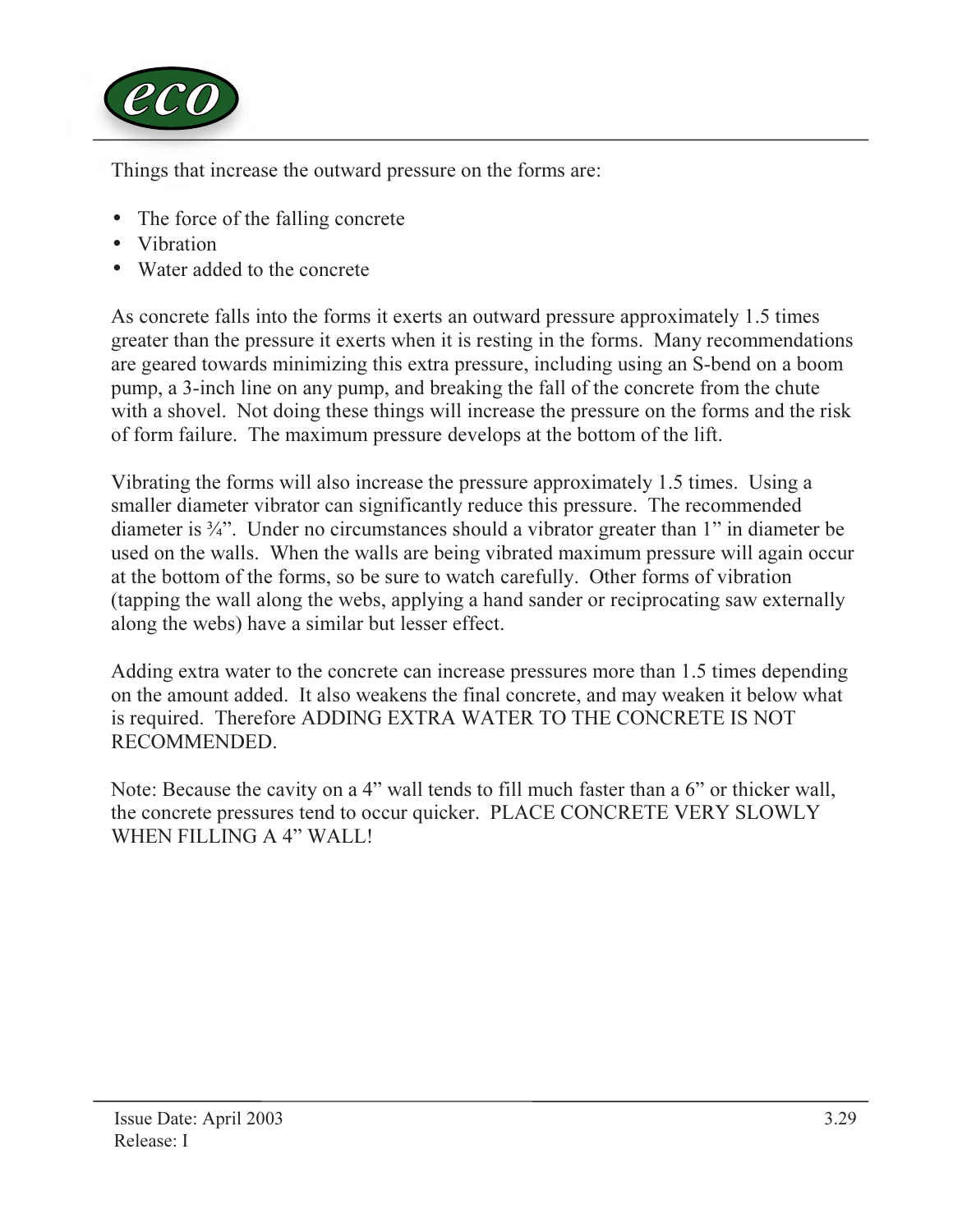Things that increase the outward pressure on the forms are:

- The force of the falling concrete
- Vibration
- Water added to the concrete

As concrete falls into the forms it exerts an outward pressure approximately 1.5 times greater than the pressure it exerts when it is resting in the forms. Many recommendations are geared towards minimizing this extra pressure, including using an S-bend on a boom pump, a 3-inch line on any pump, and breaking the fall of the concrete from the chute with a shovel. Not doing these things will increase the pressure on the forms and the risk of form failure. The maximum pressure develops at the bottom of the lift.

Vibrating the forms will also increase the pressure approximately 1.5 times. Using a smaller diameter vibrator can significantly reduce this pressure. The recommended diameter is ¾". Under no circumstances should a vibrator greater than 1" in diameter be used on the walls. When the walls are being vibrated maximum pressure will again occur at the bottom of the forms, so be sure to watch carefully. Other forms of vibration (tapping the wall along the webs, applying a hand sander or reciprocating saw externally along the webs) have a similar but lesser effect.

Adding extra water to the concrete can increase pressures more than 1.5 times depending on the amount added. It also weakens the final concrete, and may weaken it below what is required. Therefore ADDING EXTRA WATER TO THE CONCRETE IS NOT RECOMMENDED.

Note: Because the cavity on a 4" wall tends to fill much faster than a 6" or thicker wall, the concrete pressures tend to occur quicker. PLACE CONCRETE VERY SLOWLY WHEN FILLING A 4" WALL!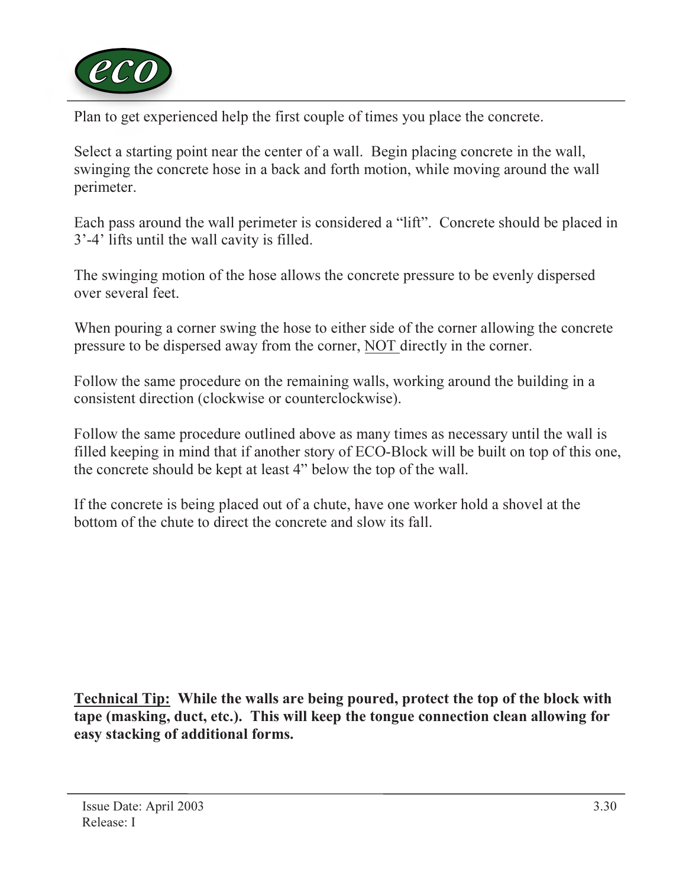Plan to get experienced help the first couple of times you place the concrete.

Select a starting point near the center of a wall. Begin placing concrete in the wall, swinging the concrete hose in a back and forth motion, while moving around the wall perimeter.

Each pass around the wall perimeter is considered a "lift". Concrete should be placed in 3'-4' lifts until the wall cavity is filled.

The swinging motion of the hose allows the concrete pressure to be evenly dispersed over several feet.

When pouring a corner swing the hose to either side of the corner allowing the concrete pressure to be dispersed away from the corner, <u>NOT</u> directly in the corner.

Follow the same procedure on the remaining walls, working around the building in a consistent direction (clockwise or counterclockwise).

Follow the same procedure outlined above as many times as necessary until the wall is filled keeping in mind that if another story of ECO-Block will be built on top of this one, the concrete should be kept at least 4" below the top of the wall.

If the concrete is being placed out of a chute, have one worker hold a shovel at the bottom of the chute to direct the concrete and slow its fall.

**<u>Technical Tip:</u> While the walls are being poured, protect the top of the block with tape (masking, duct, etc.). This will keep the tongue connection clean allowing for easy stacking of additional forms.**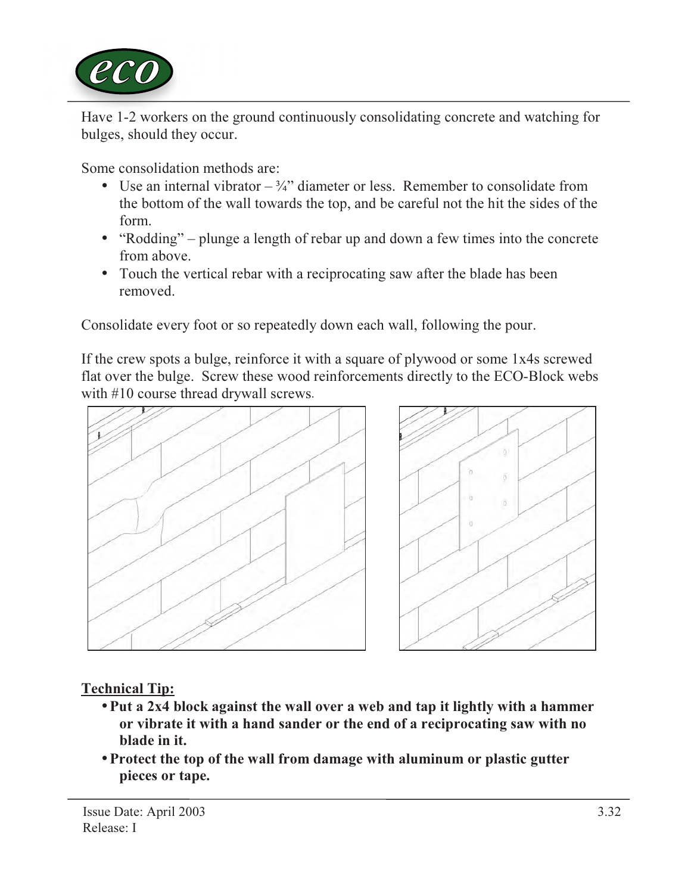Have 1-2 workers on the ground continuously consolidating concrete and watching for bulges, should they occur.

Some consolidation methods are:

- Use an internal vibrator – ¾" diameter or less. Remember to consolidate from the bottom of the wall towards the top, and be careful not the hit the sides of the form.
- "Rodding" – plunge a length of rebar up and down a few times into the concrete from above.
- Touch the vertical rebar with a reciprocating saw after the blade has been removed.

Consolidate every foot or so repeatedly down each wall, following the pour.

If the crew spots a bulge, reinforce it with a square of plywood or some 1x4s screwed flat over the bulge. Screw these wood reinforcements directly to the ECO-Block webs with #10 course thread drywall screws.

**Technical Tip:**

- **Put a 2x4 block against the wall over a web and tap it lightly with a hammer or vibrate it with a hand sander or the end of a reciprocating saw with no blade in it.**
- **Protect the top of the wall from damage with aluminum or plastic gutter pieces or tape.**

Issue Date: April 2003
Release: I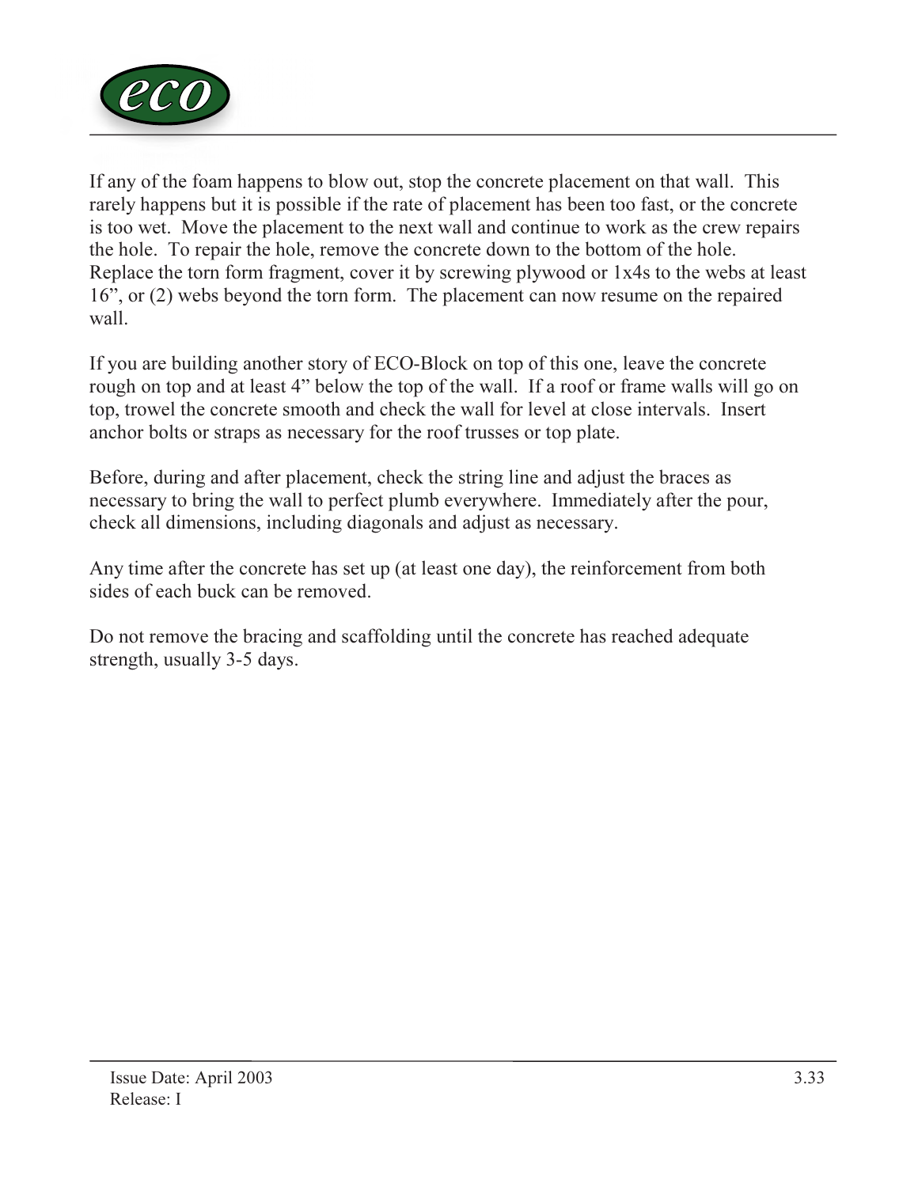If any of the foam happens to blow out, stop the concrete placement on that wall. This rarely happens but it is possible if the rate of placement has been too fast, or the concrete is too wet. Move the placement to the next wall and continue to work as the crew repairs the hole. To repair the hole, remove the concrete down to the bottom of the hole. Replace the torn form fragment, cover it by screwing plywood or 1x4s to the webs at least 16", or (2) webs beyond the torn form. The placement can now resume on the repaired wall.

If you are building another story of ECO-Block on top of this one, leave the concrete rough on top and at least 4" below the top of the wall. If a roof or frame walls will go on top, trowel the concrete smooth and check the wall for level at close intervals. Insert anchor bolts or straps as necessary for the roof trusses or top plate.

Before, during and after placement, check the string line and adjust the braces as necessary to bring the wall to perfect plumb everywhere. Immediately after the pour, check all dimensions, including diagonals and adjust as necessary.

Any time after the concrete has set up (at least one day), the reinforcement from both sides of each buck can be removed.

Do not remove the bracing and scaffolding until the concrete has reached adequate strength, usually 3-5 days.